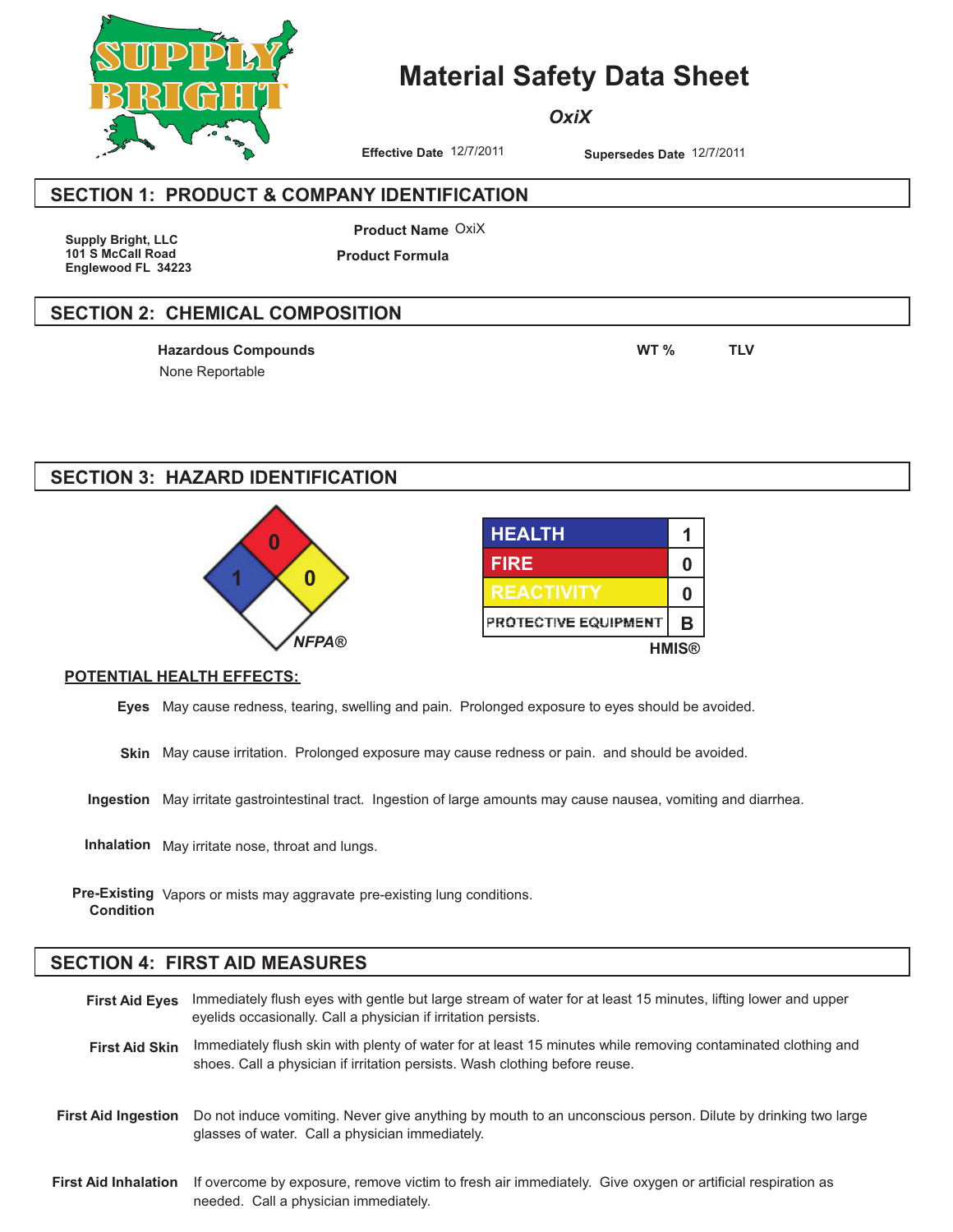SUPPLY BRIGHT

# Material Safety Data Sheet

***OxiX***

**Effective Date** 12/7/2011 **Supersedes Date** 12/7/2011

## SECTION 1: PRODUCT & COMPANY IDENTIFICATION

**Supply Bright, LLC**
**101 S McCall Road**
**Englewood FL 34223**

**Product Name** OxiX

**Product Formula**

## SECTION 2: CHEMICAL COMPOSITION

| Hazardous Compounds | WT % | TLV |
|---|---|---|
| None Reportable | | |

## SECTION 3: HAZARD IDENTIFICATION

NFPA®: Health 1, Fire 0, Reactivity 0

| HMIS® | |
|---|---|
| HEALTH | 1 |
| FIRE | 0 |
| REACTIVITY | 0 |
| PROTECTIVE EQUIPMENT | B |

**POTENTIAL HEALTH EFFECTS:**

**Eyes** May cause redness, tearing, swelling and pain. Prolonged exposure to eyes should be avoided.

**Skin** May cause irritation. Prolonged exposure may cause redness or pain. and should be avoided.

**Ingestion** May irritate gastrointestinal tract. Ingestion of large amounts may cause nausea, vomiting and diarrhea.

**Inhalation** May irritate nose, throat and lungs.

**Pre-Existing Condition** Vapors or mists may aggravate pre-existing lung conditions.

## SECTION 4: FIRST AID MEASURES

**First Aid Eyes** Immediately flush eyes with gentle but large stream of water for at least 15 minutes, lifting lower and upper eyelids occasionally. Call a physician if irritation persists.

**First Aid Skin** Immediately flush skin with plenty of water for at least 15 minutes while removing contaminated clothing and shoes. Call a physician if irritation persists. Wash clothing before reuse.

**First Aid Ingestion** Do not induce vomiting. Never give anything by mouth to an unconscious person. Dilute by drinking two large glasses of water. Call a physician immediately.

**First Aid Inhalation** If overcome by exposure, remove victim to fresh air immediately. Give oxygen or artificial respiration as needed. Call a physician immediately.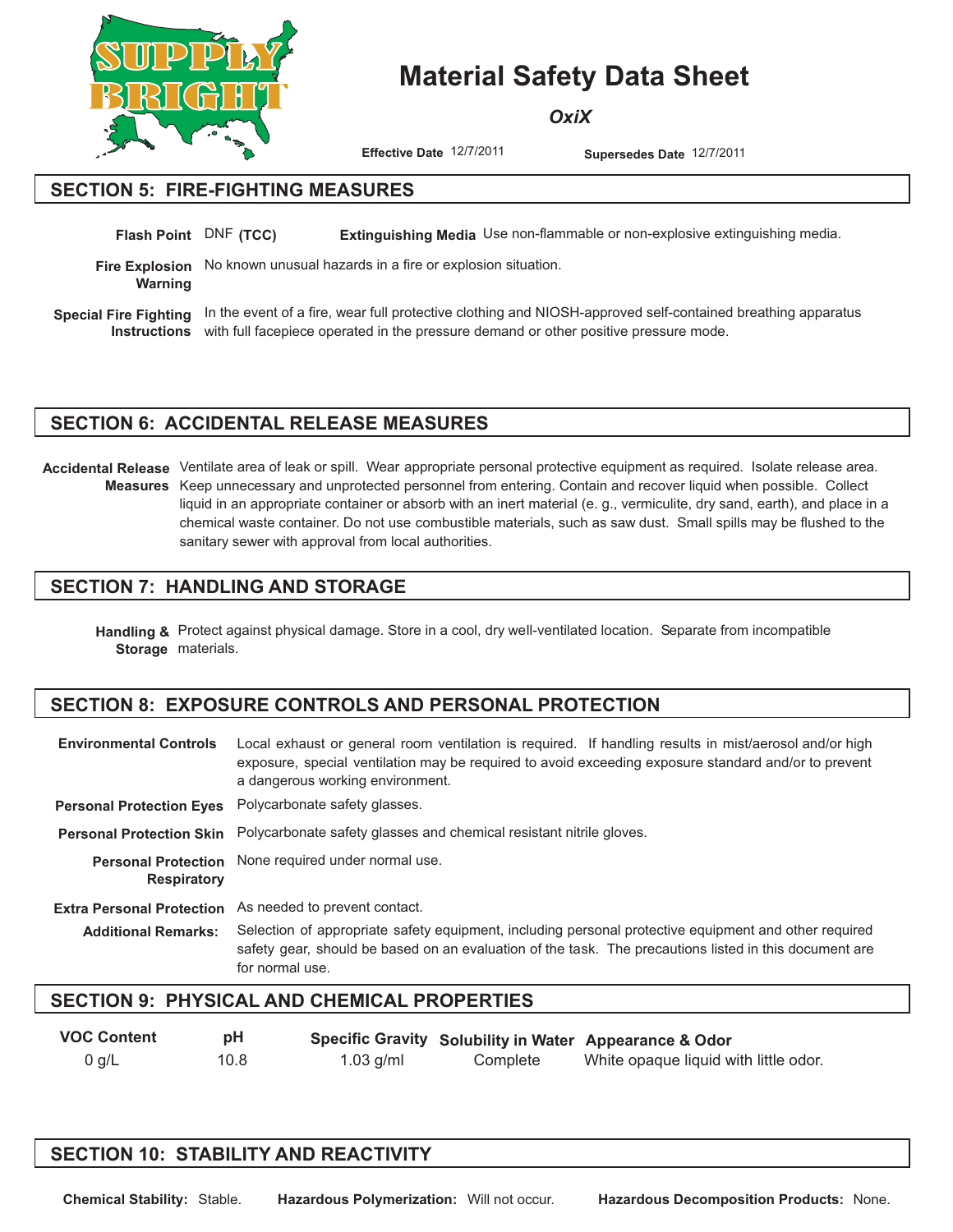# Material Safety Data Sheet

*OxiX*

**Effective Date** 12/7/2011 **Supersedes Date** 12/7/2011

## SECTION 5: FIRE-FIGHTING MEASURES

**Flash Point** DNF **(TCC)** **Extinguishing Media** Use non-flammable or non-explosive extinguishing media.

**Fire Explosion Warning** No known unusual hazards in a fire or explosion situation.

**Special Fire Fighting Instructions** In the event of a fire, wear full protective clothing and NIOSH-approved self-contained breathing apparatus with full facepiece operated in the pressure demand or other positive pressure mode.

## SECTION 6: ACCIDENTAL RELEASE MEASURES

**Accidental Release Measures** Ventilate area of leak or spill. Wear appropriate personal protective equipment as required. Isolate release area. Keep unnecessary and unprotected personnel from entering. Contain and recover liquid when possible. Collect liquid in an appropriate container or absorb with an inert material (e. g., vermiculite, dry sand, earth), and place in a chemical waste container. Do not use combustible materials, such as saw dust. Small spills may be flushed to the sanitary sewer with approval from local authorities.

## SECTION 7: HANDLING AND STORAGE

**Handling & Storage** Protect against physical damage. Store in a cool, dry well-ventilated location. Separate from incompatible materials.

## SECTION 8: EXPOSURE CONTROLS AND PERSONAL PROTECTION

**Environmental Controls** Local exhaust or general room ventilation is required. If handling results in mist/aerosol and/or high exposure, special ventilation may be required to avoid exceeding exposure standard and/or to prevent a dangerous working environment.

**Personal Protection Eyes** Polycarbonate safety glasses.

**Personal Protection Skin** Polycarbonate safety glasses and chemical resistant nitrile gloves.

**Personal Protection Respiratory** None required under normal use.

**Extra Personal Protection** As needed to prevent contact.

**Additional Remarks:** Selection of appropriate safety equipment, including personal protective equipment and other required safety gear, should be based on an evaluation of the task. The precautions listed in this document are for normal use.

## SECTION 9: PHYSICAL AND CHEMICAL PROPERTIES

| VOC Content | pH | Specific Gravity | Solubility in Water | Appearance & Odor |
|---|---|---|---|---|
| 0 g/L | 10.8 | 1.03 g/ml | Complete | White opaque liquid with little odor. |

## SECTION 10: STABILITY AND REACTIVITY

**Chemical Stability:** Stable. **Hazardous Polymerization:** Will not occur. **Hazardous Decomposition Products:** None.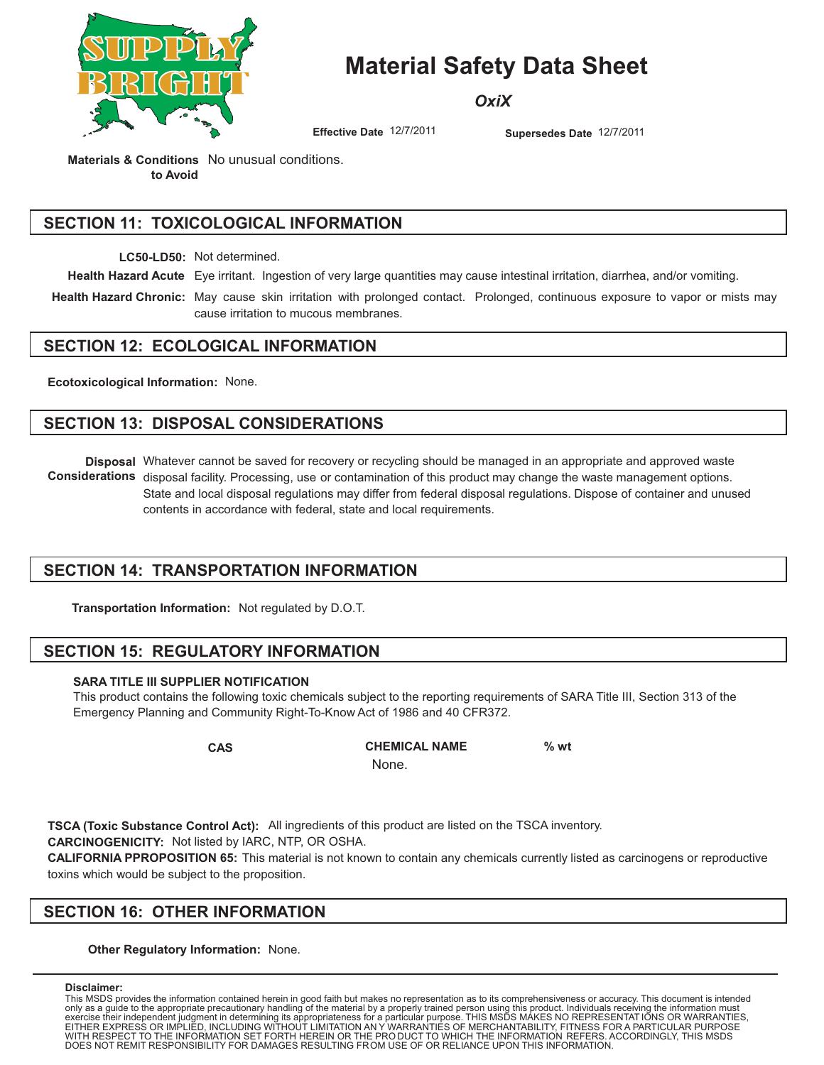# Material Safety Data Sheet

***OxiX***

**Effective Date** 12/7/2011 **Supersedes Date** 12/7/2011

**Materials & Conditions to Avoid** No unusual conditions.

## SECTION 11: TOXICOLOGICAL INFORMATION

**LC50-LD50:** Not determined.

**Health Hazard Acute** Eye irritant. Ingestion of very large quantities may cause intestinal irritation, diarrhea, and/or vomiting.

**Health Hazard Chronic:** May cause skin irritation with prolonged contact. Prolonged, continuous exposure to vapor or mists may cause irritation to mucous membranes.

## SECTION 12: ECOLOGICAL INFORMATION

**Ecotoxicological Information:** None.

## SECTION 13: DISPOSAL CONSIDERATIONS

**Disposal Considerations** Whatever cannot be saved for recovery or recycling should be managed in an appropriate and approved waste disposal facility. Processing, use or contamination of this product may change the waste management options. State and local disposal regulations may differ from federal disposal regulations. Dispose of container and unused contents in accordance with federal, state and local requirements.

## SECTION 14: TRANSPORTATION INFORMATION

**Transportation Information:** Not regulated by D.O.T.

## SECTION 15: REGULATORY INFORMATION

**SARA TITLE III SUPPLIER NOTIFICATION**

This product contains the following toxic chemicals subject to the reporting requirements of SARA Title III, Section 313 of the Emergency Planning and Community Right-To-Know Act of 1986 and 40 CFR372.

| CAS | CHEMICAL NAME | % wt |
|---|---|---|
| | None. | |

**TSCA (Toxic Substance Control Act):** All ingredients of this product are listed on the TSCA inventory.

**CARCINOGENICITY:** Not listed by IARC, NTP, OR OSHA.

**CALIFORNIA PPROPOSITION 65:** This material is not known to contain any chemicals currently listed as carcinogens or reproductive toxins which would be subject to the proposition.

## SECTION 16: OTHER INFORMATION

**Other Regulatory Information:** None.

**Disclaimer:**

This MSDS provides the information contained herein in good faith but makes no representation as to its comprehensiveness or accuracy. This document is intended only as a guide to the appropriate precautionary handling of the material by a properly trained person using this product. Individuals receiving the information must exercise their independent judgment in determining its appropriateness for a particular purpose. THIS MSDS MAKES NO REPRESENTATIONS OR WARRANTIES, EITHER EXPRESS OR IMPLIED, INCLUDING WITHOUT LIMITATION ANY WARRANTIES OF MERCHANTABILITY, FITNESS FOR A PARTICULAR PURPOSE WITH RESPECT TO THE INFORMATION SET FORTH HEREIN OR THE PRODUCT TO WHICH THE INFORMATION REFERS. ACCORDINGLY, THIS MSDS DOES NOT REMIT RESPONSIBILITY FOR DAMAGES RESULTING FROM USE OF OR RELIANCE UPON THIS INFORMATION.